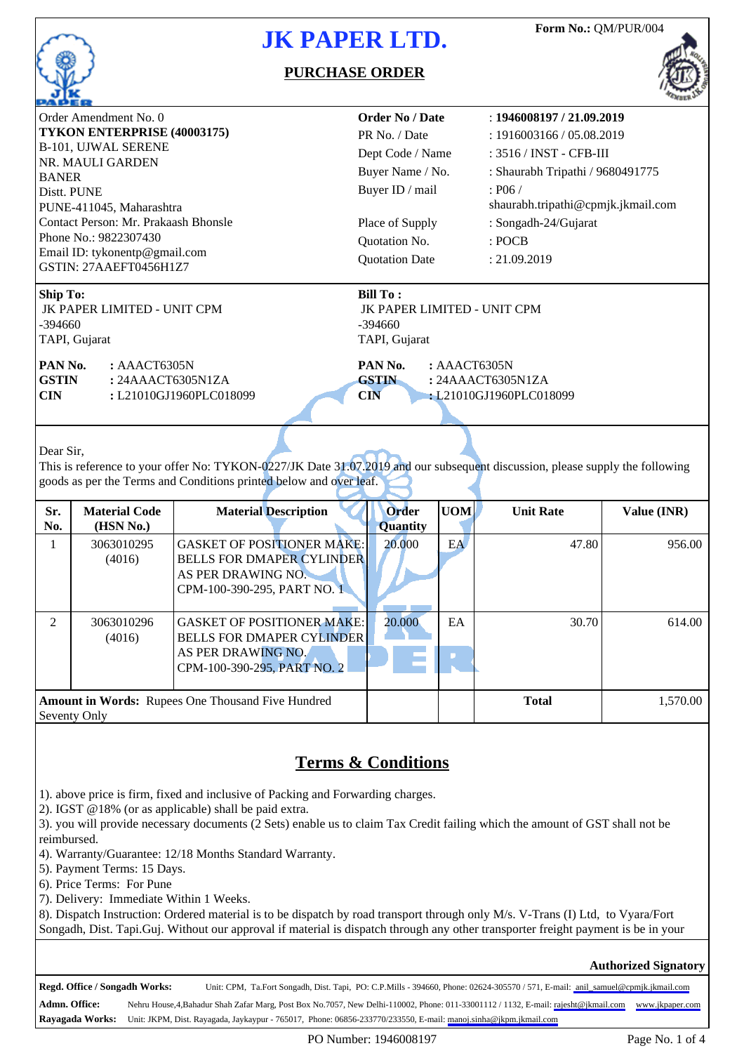Form No.: QM/PUR/004

# JK PAPER LTD.

## PURCHASE ORDER

Order Amendment No. 0
**TYKON ENTERPRISE (40003175)**
B-101, UJWAL SERENE
NR. MAULI GARDEN
BANER
Distt. PUNE
PUNE-411045, Maharashtra
Contact Person: Mr. Prakaash Bhonsle
Phone No.: 9822307430
Email ID: tykonentp@gmail.com
GSTIN: 27AAEFT0456H1Z7

| | |
|---|---|
| **Order No / Date** | : **1946008197 / 21.09.2019** |
| PR No. / Date | : 1916003166 / 05.08.2019 |
| Dept Code / Name | : 3516 / INST - CFB-III |
| Buyer Name / No. | : Shaurabh Tripathi / 9680491775 |
| Buyer ID / mail | : P06 / shaurabh.tripathi@cpmjk.jkmail.com |
| Place of Supply | : Songadh-24/Gujarat |
| Quotation No. | : POCB |
| Quotation Date | : 21.09.2019 |

**Ship To:**
JK PAPER LIMITED - UNIT CPM
-394660
TAPI, Gujarat

**PAN No.** : AAACT6305N
**GSTIN** : 24AAACT6305N1ZA
**CIN** : L21010GJ1960PLC018099

**Bill To :**
JK PAPER LIMITED - UNIT CPM
-394660
TAPI, Gujarat

**PAN No.** : AAACT6305N
**GSTIN** : 24AAACT6305N1ZA
**CIN** : L21010GJ1960PLC018099

Dear Sir,
This is reference to your offer No: TYKON-0227/JK Date 31.07.2019 and our subsequent discussion, please supply the following goods as per the Terms and Conditions printed below and over leaf.

| Sr. No. | Material Code (HSN No.) | Material Description | Order Quantity | UOM | Unit Rate | Value (INR) |
|---|---|---|---|---|---|---|
| 1 | 3063010295 (4016) | GASKET OF POSITIONER MAKE: BELLS FOR DMAPER CYLINDER AS PER DRAWING NO. CPM-100-390-295, PART NO. 1 | 20.000 | EA | 47.80 | 956.00 |
| 2 | 3063010296 (4016) | GASKET OF POSITIONER MAKE: BELLS FOR DMAPER CYLINDER AS PER DRAWING NO. CPM-100-390-295, PART NO. 2 | 20.000 | EA | 30.70 | 614.00 |
| **Amount in Words:** Rupees One Thousand Five Hundred Seventy Only | | | | | **Total** | 1,570.00 |

## Terms & Conditions

1). above price is firm, fixed and inclusive of Packing and Forwarding charges.
2). IGST @18% (or as applicable) shall be paid extra.
3). you will provide necessary documents (2 Sets) enable us to claim Tax Credit failing which the amount of GST shall not be reimbursed.
4). Warranty/Guarantee: 12/18 Months Standard Warranty.
5). Payment Terms: 15 Days.
6). Price Terms: For Pune
7). Delivery: Immediate Within 1 Weeks.
8). Dispatch Instruction: Ordered material is to be dispatch by road transport through only M/s. V-Trans (I) Ltd, to Vyara/Fort Songadh, Dist. Tapi.Guj. Without our approval if material is dispatch through any other transporter freight payment is be in your

**Authorized Signatory**

**Regd. Office / Songadh Works:** Unit: CPM, Ta.Fort Songadh, Dist. Tapi, PO: C.P.Mills - 394660, Phone: 02624-305570 / 571, E-mail: anil_samuel@cpmjk.jkmail.com
**Admn. Office:** Nehru House,4,Bahadur Shah Zafar Marg, Post Box No.7057, New Delhi-110002, Phone: 011-33001112 / 1132, E-mail: rajesht@jkmail.com www.jkpaper.com
**Rayagada Works:** Unit: JKPM, Dist. Rayagada, Jaykaypur - 765017, Phone: 06856-233770/233550, E-mail: manoj.sinha@jkpm.jkmail.com

PO Number: 1946008197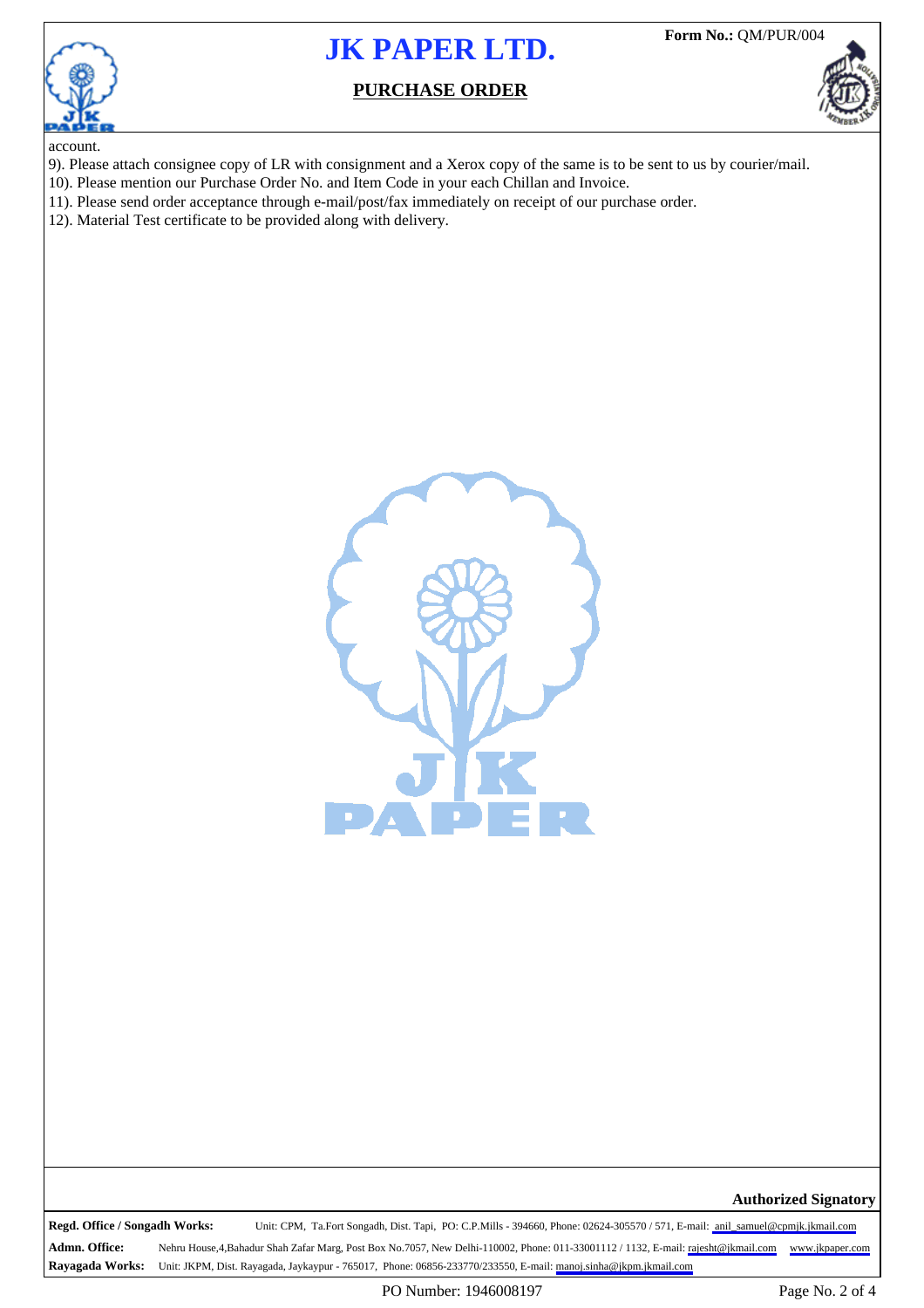account.

9). Please attach consignee copy of LR with consignment and a Xerox copy of the same is to be sent to us by courier/mail.

10). Please mention our Purchase Order No. and Item Code in your each Chillan and Invoice.

11). Please send order acceptance through e-mail/post/fax immediately on receipt of our purchase order.

12). Material Test certificate to be provided along with delivery.

**Authorized Signatory**

**Regd. Office / Songadh Works:** Unit: CPM, Ta.Fort Songadh, Dist. Tapi, PO: C.P.Mills - 394660, Phone: 02624-305570 / 571, E-mail: anil_samuel@cpmjk.jkmail.com

**Admn. Office:** Nehru House,4,Bahadur Shah Zafar Marg, Post Box No.7057, New Delhi-110002, Phone: 011-33001112 / 1132, E-mail: rajesht@jkmail.com www.jkpaper.com

**Rayagada Works:** Unit: JKPM, Dist. Rayagada, Jaykaypur - 765017, Phone: 06856-233770/233550, E-mail: manoj.sinha@jkpm.jkmail.com

PO Number: 1946008197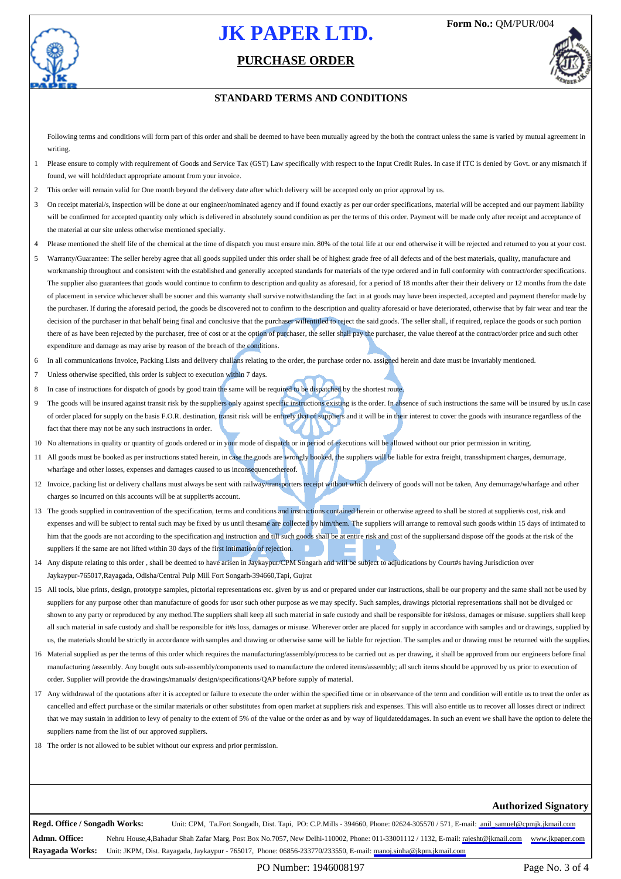# JK PAPER LTD.

**Form No.:** QM/PUR/004

## PURCHASE ORDER

### STANDARD TERMS AND CONDITIONS

Following terms and conditions will form part of this order and shall be deemed to have been mutually agreed by the both the contract unless the same is varied by mutual agreement in writing.

1. Please ensure to comply with requirement of Goods and Service Tax (GST) Law specifically with respect to the Input Credit Rules. In case if ITC is denied by Govt. or any mismatch if found, we will hold/deduct appropriate amount from your invoice.
2. This order will remain valid for One month beyond the delivery date after which delivery will be accepted only on prior approval by us.
3. On receipt material/s, inspection will be done at our engineer/nominated agency and if found exactly as per our order specifications, material will be accepted and our payment liability will be confirmed for accepted quantity only which is delivered in absolutely sound condition as per the terms of this order. Payment will be made only after receipt and acceptance of the material at our site unless otherwise mentioned specially.
4. Please mentioned the shelf life of the chemical at the time of dispatch you must ensure min. 80% of the total life at our end otherwise it will be rejected and returned to you at your cost.
5. Warranty/Guarantee: The seller hereby agree that all goods supplied under this order shall be of highest grade free of all defects and of the best materials, quality, manufacture and workmanship throughout and consistent with the established and generally accepted standards for materials of the type ordered and in full conformity with contract/order specifications. The supplier also guarantees that goods would continue to confirm to description and quality as aforesaid, for a period of 18 months after their their delivery or 12 months from the date of placement in service whichever shall be sooner and this warranty shall survive notwithstanding the fact in at goods may have been inspected, accepted and payment therefor made by the purchaser. If during the aforesaid period, the goods be discovered not to confirm to the description and quality aforesaid or have deteriorated, otherwise that by fair wear and tear the decision of the purchaser in that behalf being final and conclusive that the purchaser willentitled to reject the said goods. The seller shall, if required, replace the goods or such portion there of as have been rejected by the purchaser, free of cost or at the option of purchaser, the seller shall pay the purchaser, the value thereof at the contract/order price and such other expenditure and damage as may arise by reason of the breach of the conditions.
6. In all communications Invoice, Packing Lists and delivery challans relating to the order, the purchase order no. assigned herein and date must be invariably mentioned.
7. Unless otherwise specified, this order is subject to execution within 7 days.
8. In case of instructions for dispatch of goods by good train the same will be required to be dispatched by the shortest route.
9. The goods will be insured against transit risk by the suppliers only against specific instructions existing is the order. In absence of such instructions the same will be insured by us.In case of order placed for supply on the basis F.O.R. destination, transit risk will be entirely that of suppliers and it will be in their interest to cover the goods with insurance regardless of the fact that there may not be any such instructions in order.
10. No alternations in quality or quantity of goods ordered or in your mode of dispatch or in period of executions will be allowed without our prior permission in writing.
11. All goods must be booked as per instructions stated herein, in case the goods are wrongly booked, the suppliers will be liable for extra freight, transshipment charges, demurrage, wharfage and other losses, expenses and damages caused to us inconsequencethereof.
12. Invoice, packing list or delivery challans must always be sent with railway/transporters receipt without which delivery of goods will not be taken, Any demurrage/wharfage and other charges so incurred on this accounts will be at supplier#s account.
13. The goods supplied in contravention of the specification, terms and conditions contained herein or otherwise agreed to shall be stored at supplier#s cost, risk and expenses and will be subject to rental such may be fixed by us until thesame are collected by him/them. The suppliers will arrange to removal such goods within 15 days of intimated to him that the goods are not according to the specification and instruction and till such goods shall be at entire risk and cost of the suppliersand dispose off the goods at the risk of the suppliers if the same are not lifted within 30 days of the first intimation of rejection.
14. Any dispute relating to this order , shall be deemed to have arisen in Jaykaypur/CPM Songarh and will be subject to adjudications by Court#s having Jurisdiction over Jaykaypur-765017,Rayagada, Odisha/Central Pulp Mill Fort Songarh-394660,Tapi, Gujrat
15. All tools, blue prints, design, prototype samples, pictorial representations etc. given by us and or prepared under our instructions, shall be our property and the same shall not be used by suppliers for any purpose other than manufacture of goods for usor such other purpose as we may specify. Such samples, drawings pictorial representations shall not be divulged or shown to any party or reproduced by any method.The suppliers shall keep all such material in safe custody and shall be responsible for it#sloss, damages or misuse. suppliers shall keep all such material in safe custody and shall be responsible for it#s loss, damages or misuse. Wherever order are placed for supply in accordance with samples and or drawings, supplied by us, the materials should be strictly in accordance with samples and drawing or otherwise same will be liable for rejection. The samples and or drawing must be returned with the supplies.
16. Material supplied as per the terms of this order which requires the manufacturing/assembly/process to be carried out as per drawing, it shall be approved from our engineers before final manufacturing /assembly. Any bought outs sub-assembly/components used to manufacture the ordered items/assembly; all such items should be approved by us prior to execution of order. Supplier will provide the drawings/manuals/ design/specifications/QAP before supply of material.
17. Any withdrawal of the quotations after it is accepted or failure to execute the order within the specified time or in observance of the term and condition will entitle us to treat the order as cancelled and effect purchase or the similar materials or other substitutes from open market at suppliers risk and expenses. This will also entitle us to recover all losses direct or indirect that we may sustain in addition to levy of penalty to the extent of 5% of the value or the order as and by way of liquidateddamages. In such an event we shall have the option to delete the suppliers name from the list of our approved suppliers.
18. The order is not allowed to be sublet without our express and prior permission.

**Authorized Signatory**

**Regd. Office / Songadh Works:** Unit: CPM, Ta.Fort Songadh, Dist. Tapi, PO: C.P.Mills - 394660, Phone: 02624-305570 / 571, E-mail: anil_samuel@cpmjk.jkmail.com

**Admn. Office:** Nehru House,4,Bahadur Shah Zafar Marg, Post Box No.7057, New Delhi-110002, Phone: 011-33001112 / 1132, E-mail: rajesht@jkmail.com www.jkpaper.com

**Rayagada Works:** Unit: JKPM, Dist. Rayagada, Jaykaypur - 765017, Phone: 06856-233770/233550, E-mail: manoj.sinha@jkpm.jkmail.com

PO Number: 1946008197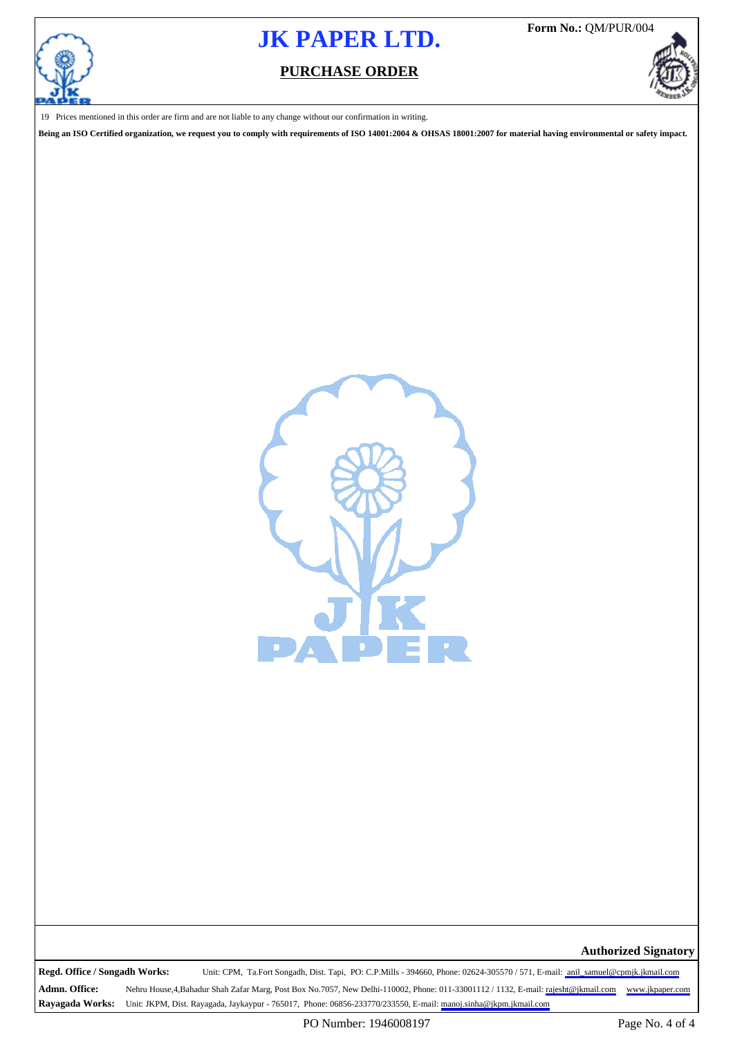# JK PAPER LTD.

**Form No.:** QM/PUR/004

## PURCHASE ORDER

19 Prices mentioned in this order are firm and are not liable to any change without our confirmation in writing.

**Being an ISO Certified organization, we request you to comply with requirements of ISO 14001:2004 & OHSAS 18001:2007 for material having environmental or safety impact.**

**Authorized Signatory**

**Regd. Office / Songadh Works:** Unit: CPM, Ta.Fort Songadh, Dist. Tapi, PO: C.P.Mills - 394660, Phone: 02624-305570 / 571, E-mail: anil_samuel@cpmjk.jkmail.com

**Admn. Office:** Nehru House,4,Bahadur Shah Zafar Marg, Post Box No.7057, New Delhi-110002, Phone: 011-33001112 / 1132, E-mail: rajesht@jkmail.com www.jkpaper.com

**Rayagada Works:** Unit: JKPM, Dist. Rayagada, Jaykaypur - 765017, Phone: 06856-233770/233550, E-mail: manoj.sinha@jkpm.jkmail.com

PO Number: 1946008197